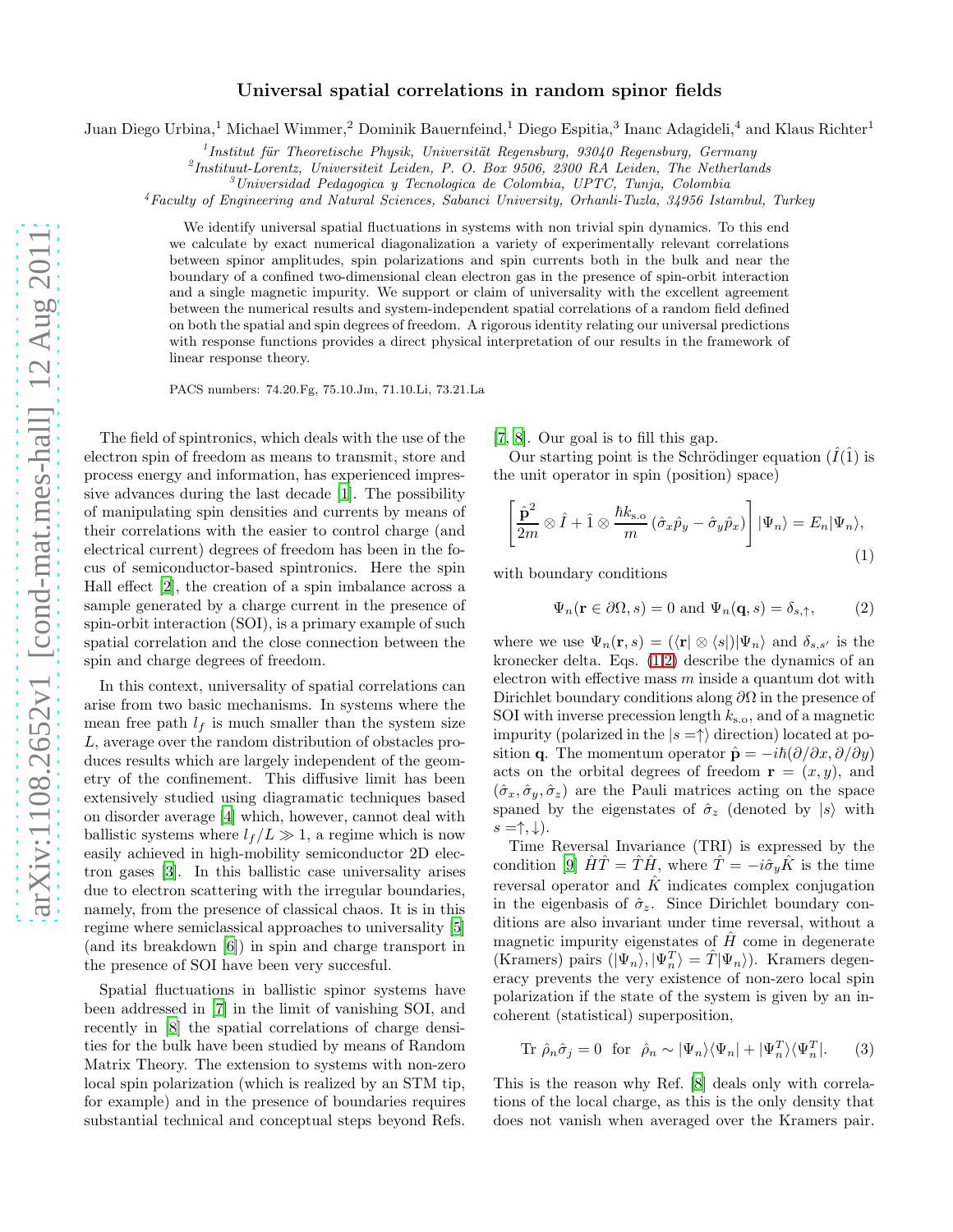# Universal spatial correlations in random spinor fields

Juan Diego Urbina,[1] Michael Wimmer,[2] Dominik Bauernfeind,[1] Diego Espitia,[3] Inanc Adagideli,[4] and Klaus Richter[1]

[1] *Institut für Theoretische Physik, Universität Regensburg, 93040 Regensburg, Germany*
[2] *Instituut-Lorentz, Universiteit Leiden, P. O. Box 9506, 2300 RA Leiden, The Netherlands*
[3] *Universidad Pedagogica y Tecnologica de Colombia, UPTC, Tunja, Colombia*
[4] *Faculty of Engineering and Natural Sciences, Sabanci University, Orhanli-Tuzla, 34956 Istambul, Turkey*

We identify universal spatial fluctuations in systems with non trivial spin dynamics. To this end we calculate by exact numerical diagonalization a variety of experimentally relevant correlations between spinor amplitudes, spin polarizations and spin currents both in the bulk and near the boundary of a confined two-dimensional clean electron gas in the presence of spin-orbit interaction and a single magnetic impurity. We support or claim of universality with the excellent agreement between the numerical results and system-independent spatial correlations of a random field defined on both the spatial and spin degrees of freedom. A rigorous identity relating our universal predictions with response functions provides a direct physical interpretation of our results in the framework of linear response theory.

PACS numbers: 74.20.Fg, 75.10.Jm, 71.10.Li, 73.21.La

The field of spintronics, which deals with the use of the electron spin of freedom as means to transmit, store and process energy and information, has experienced impressive advances during the last decade [1]. The possibility of manipulating spin densities and currents by means of their correlations with the easier to control charge (and electrical current) degrees of freedom has been in the focus of semiconductor-based spintronics. Here the spin Hall effect [2], the creation of a spin imbalance across a sample generated by a charge current in the presence of spin-orbit interaction (SOI), is a primary example of such spatial correlation and the close connection between the spin and charge degrees of freedom.

In this context, universality of spatial correlations can arise from two basic mechanisms. In systems where the mean free path $l_f$ is much smaller than the system size $L$, average over the random distribution of obstacles produces results which are largely independent of the geometry of the confinement. This diffusive limit has been extensively studied using diagramatic techniques based on disorder average [4] which, however, cannot deal with ballistic systems where $l_f/L \gg 1$, a regime which is now easily achieved in high-mobility semiconductor 2D electron gases [3]. In this ballistic case universality arises due to electron scattering with the irregular boundaries, namely, from the presence of classical chaos. It is in this regime where semiclassical approaches to universality [5] (and its breakdown [6]) in spin and charge transport in the presence of SOI have been very succesful.

Spatial fluctuations in ballistic spinor systems have been addressed in [7] in the limit of vanishing SOI, and recently in [8] the spatial correlations of charge densities for the bulk have been studied by means of Random Matrix Theory. The extension to systems with non-zero local spin polarization (which is realized by an STM tip, for example) and in the presence of boundaries requires substantial technical and conceptual steps beyond Refs. [7, 8]. Our goal is to fill this gap.

Our starting point is the Schrödinger equation ($\hat{I}(\hat{1})$ is the unit operator in spin (position) space)

$$\left[\frac{\hat{\mathbf{p}}^2}{2m}\otimes\hat{I}+\hat{1}\otimes\frac{\hbar k_{\rm s.o}}{m}\left(\hat{\sigma}_x\hat{p}_y-\hat{\sigma}_y\hat{p}_x\right)\right]|\Psi_n\rangle=E_n|\Psi_n\rangle, \tag{1}$$

with boundary conditions

$$\Psi_n(\mathbf{r}\in\partial\Omega,s)=0 \text{ and } \Psi_n(\mathbf{q},s)=\delta_{s,\uparrow}, \tag{2}$$

where we use $\Psi_n(\mathbf{r},s)=(\langle\mathbf{r}|\otimes\langle s|)|\Psi_n\rangle$ and $\delta_{s,s'}$ is the kronecker delta. Eqs. (1,2) describe the dynamics of an electron with effective mass $m$ inside a quantum dot with Dirichlet boundary conditions along $\partial\Omega$ in the presence of SOI with inverse precession length $k_{\rm s.o}$, and of a magnetic impurity (polarized in the $|s=\uparrow\rangle$ direction) located at position $\mathbf{q}$. The momentum operator $\hat{\mathbf{p}}=-i\hbar(\partial/\partial x,\partial/\partial y)$ acts on the orbital degrees of freedom $\mathbf{r}=(x,y)$, and $(\hat{\sigma}_x,\hat{\sigma}_y,\hat{\sigma}_z)$ are the Pauli matrices acting on the space spaned by the eigenstates of $\hat{\sigma}_z$ (denoted by $|s\rangle$ with $s=\uparrow,\downarrow$).

Time Reversal Invariance (TRI) is expressed by the condition [9] $\hat{H}\hat{T}=\hat{T}\hat{H}$, where $\hat{T}=-i\hat{\sigma}_y\hat{K}$ is the time reversal operator and $\hat{K}$ indicates complex conjugation in the eigenbasis of $\hat{\sigma}_z$. Since Dirichlet boundary conditions are also invariant under time reversal, without a magnetic impurity eigenstates of $\hat{H}$ come in degenerate (Kramers) pairs ($|\Psi_n\rangle, |\Psi_n^T\rangle=\hat{T}|\Psi_n\rangle$). Kramers degeneracy prevents the very existence of non-zero local spin polarization if the state of the system is given by an incoherent (statistical) superposition,

$$\text{Tr }\hat{\rho}_n\hat{\sigma}_j=0 \ \text{ for } \ \hat{\rho}_n\sim|\Psi_n\rangle\langle\Psi_n|+|\Psi_n^T\rangle\langle\Psi_n^T|. \tag{3}$$

This is the reason why Ref. [8] deals only with correlations of the local charge, as this is the only density that does not vanish when averaged over the Kramers pair.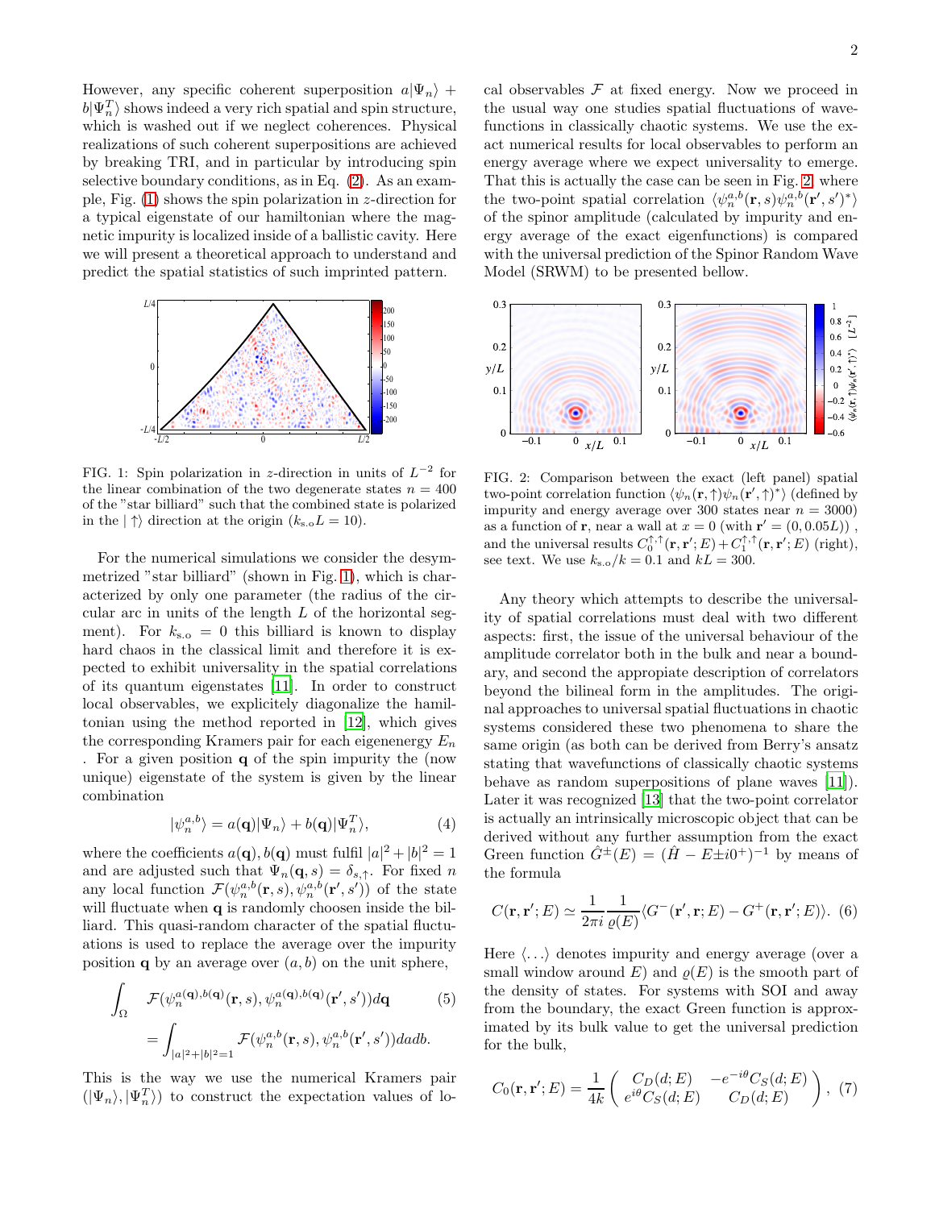However, any specific coherent superposition $a|\Psi_n\rangle + b|\Psi_n^T\rangle$ shows indeed a very rich spatial and spin structure, which is washed out if we neglect coherences. Physical realizations of such coherent superpositions are achieved by breaking TRI, and in particular by introducing spin selective boundary conditions, as in Eq. (2). As an example, Fig. (1) shows the spin polarization in $z$-direction for a typical eigenstate of our hamiltonian where the magnetic impurity is localized inside of a ballistic cavity. Here we will present a theoretical approach to understand and predict the spatial statistics of such imprinted pattern.

L/4
0
-L/4
-L/2
0
L/2
200
150
100
50
0
-50
-100
-150
-200

FIG. 1: Spin polarization in $z$-direction in units of $L^{-2}$ for the linear combination of the two degenerate states $n = 400$ of the "star billiard" such that the combined state is polarized in the $|\uparrow\rangle$ direction at the origin ($k_{\rm s.o}L = 10$).

For the numerical simulations we consider the desymmetrized "star billiard" (shown in Fig. 1), which is characterized by only one parameter (the radius of the circular arc in units of the length $L$ of the horizontal segment). For $k_{\rm s.o} = 0$ this billiard is known to display hard chaos in the classical limit and therefore it is expected to exhibit universality in the spatial correlations of its quantum eigenstates [11]. In order to construct local observables, we explicitely diagonalize the hamiltonian using the method reported in [12], which gives the corresponding Kramers pair for each eigenenergy $E_n$. For a given position $\mathbf{q}$ of the spin impurity the (now unique) eigenstate of the system is given by the linear combination

$$|\psi_n^{a,b}\rangle = a(\mathbf{q})|\Psi_n\rangle + b(\mathbf{q})|\Psi_n^T\rangle, \tag{4}$$

where the coefficients $a(\mathbf{q}), b(\mathbf{q})$ must fulfil $|a|^2 + |b|^2 = 1$ and are adjusted such that $\Psi_n(\mathbf{q}, s) = \delta_{s,\uparrow}$. For fixed $n$ any local function $\mathcal{F}(\psi_n^{a,b}(\mathbf{r}, s), \psi_n^{a,b}(\mathbf{r}', s'))$ of the state will fluctuate when $\mathbf{q}$ is randomly choosen inside the billiard. This quasi-random character of the spatial fluctuations is used to replace the average over the impurity position $\mathbf{q}$ by an average over $(a, b)$ on the unit sphere,

$$\begin{aligned}\int_\Omega \quad & \mathcal{F}(\psi_n^{a(\mathbf{q}),b(\mathbf{q})}(\mathbf{r}, s), \psi_n^{a(\mathbf{q}),b(\mathbf{q})}(\mathbf{r}', s'))d\mathbf{q} \\ &= \int_{|a|^2+|b|^2=1} \mathcal{F}(\psi_n^{a,b}(\mathbf{r}, s), \psi_n^{a,b}(\mathbf{r}', s'))da db.\end{aligned} \tag{5}$$

This is the way we use the numerical Kramers pair $(|\Psi_n\rangle, |\Psi_n^T\rangle)$ to construct the expectation values of local observables $\mathcal{F}$ at fixed energy. Now we proceed in the usual way one studies spatial fluctuations of wavefunctions in classically chaotic systems. We use the exact numerical results for local observables to perform an energy average where we expect universality to emerge. That this is actually the case can be seen in Fig. 2, where the two-point spatial correlation $\langle \psi_n^{a,b}(\mathbf{r}, s)\psi_n^{a,b}(\mathbf{r}', s')^* \rangle$ of the spinor amplitude (calculated by impurity and energy average of the exact eigenfunctions) is compared with the universal prediction of the Spinor Random Wave Model (SRWM) to be presented bellow.

0.3
0.2
y/L
0.1
0
-0.1
0
x/L
0.1
1
0.8
0.6
0.4
0.2
0
-0.2
-0.4
-0.6
$\langle\psi_n(\mathbf{r},\uparrow)\psi_n(\mathbf{r}',\uparrow)^*\rangle$ $[L^{-2}]$

FIG. 2: Comparison between the exact (left panel) spatial two-point correlation function $\langle \psi_n(\mathbf{r}, \uparrow)\psi_n(\mathbf{r}', \uparrow)^* \rangle$ (defined by impurity and energy average over 300 states near $n = 3000$) as a function of $\mathbf{r}$, near a wall at $x = 0$ (with $\mathbf{r}' = (0, 0.05L)$), and the universal results $C_0^{\uparrow,\uparrow}(\mathbf{r}, \mathbf{r}'; E) + C_1^{\uparrow,\uparrow}(\mathbf{r}, \mathbf{r}'; E)$ (right), see text. We use $k_{\rm s.o}/k = 0.1$ and $kL = 300$.

Any theory which attempts to describe the universality of spatial correlations must deal with two different aspects: first, the issue of the universal behaviour of the amplitude correlator both in the bulk and near a boundary, and second the appopiate description of correlators beyond the bilineal form in the amplitudes. The original approaches to universal spatial fluctuations in chaotic systems considered these two phenomena to share the same origin (as both can be derived from Berry's ansatz stating that wavefunctions of classically chaotic systems behave as random superpositions of plane waves [11]). Later it was recognized [13] that the two-point correlator is actually an intrinsically microscopic object that can be derived without any further assumption from the exact Green function $\hat{G}^{\pm}(E) = (\hat{H} - E \pm i0^+)^{-1}$ by means of the formula

$$C(\mathbf{r}, \mathbf{r}'; E) \simeq \frac{1}{2\pi i}\frac{1}{\varrho(E)}\langle G^-(\mathbf{r}', \mathbf{r}; E) - G^+(\mathbf{r}, \mathbf{r}'; E)\rangle. \tag{6}$$

Here $\langle \ldots \rangle$ denotes impurity and energy average (over a small window around $E$) and $\varrho(E)$ is the smooth part of the density of states. For systems with SOI and away from the boundary, the exact Green function is approximated by its bulk value to get the universal prediction for the bulk,

$$C_0(\mathbf{r}, \mathbf{r}'; E) = \frac{1}{4k}\begin{pmatrix} C_D(d; E) & -e^{-i\theta}C_S(d; E) \\ e^{i\theta}C_S(d; E) & C_D(d; E) \end{pmatrix}, \tag{7}$$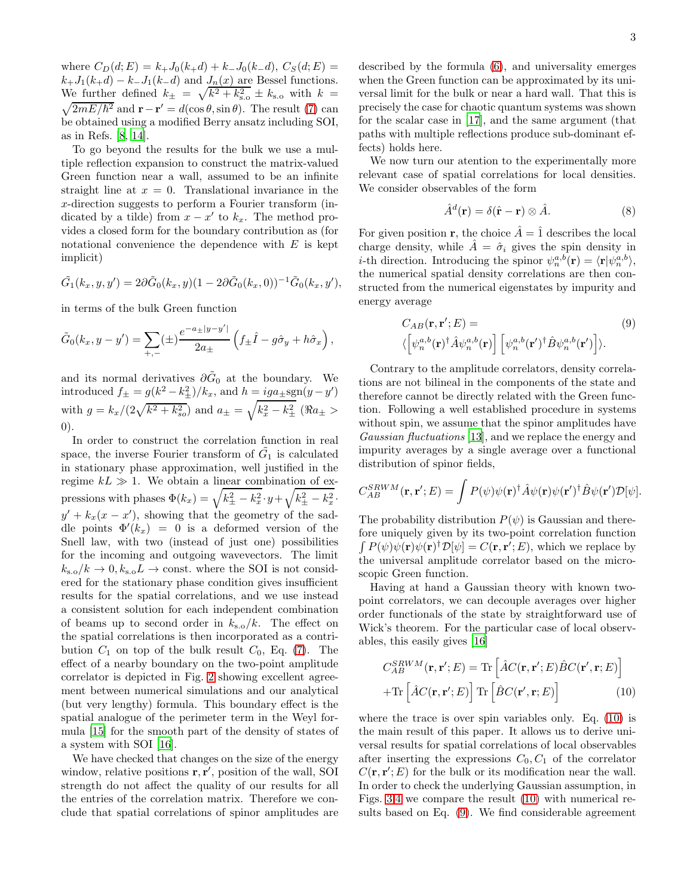where $C_D(d;E) = k_+ J_0(k_+ d) + k_- J_0(k_- d)$, $C_S(d;E) = k_+ J_1(k_+ d) - k_- J_1(k_- d)$ and $J_n(x)$ are Bessel functions. We further defined $k_\pm = \sqrt{k^2 + k_{\rm s.o}^2} \pm k_{\rm s.o}$ with $k = \sqrt{2mE/\hbar^2}$ and $\mathbf{r} - \mathbf{r}' = d(\cos\theta, \sin\theta)$. The result (7) can be obtained using a modified Berry ansatz including SOI, as in Refs. [8, 14].

To go beyond the results for the bulk we use a multiple reflection expansion to construct the matrix-valued Green function near a wall, assumed to be an infinite straight line at $x = 0$. Translational invariance in the $x$-direction suggests to perform a Fourier transform (indicated by a tilde) from $x - x'$ to $k_x$. The method provides a closed form for the boundary contribution as (for notational convenience the dependence with $E$ is kept implicit)

$$\tilde{G}_1(k_x, y, y') = 2\partial\tilde{G}_0(k_x, y)(1 - 2\partial\tilde{G}_0(k_x, 0))^{-1}\tilde{G}_0(k_x, y'),$$

in terms of the bulk Green function

$$\tilde{G}_0(k_x, y - y') = \sum_{+,-}(\pm)\frac{e^{-a_\pm|y-y'|}}{2a_\pm}\left(f_\pm \hat{I} - g\hat{\sigma}_y + h\hat{\sigma}_x\right),$$

and its normal derivatives $\partial\tilde{G}_0$ at the boundary. We introduced $f_\pm = g(k^2 - k_\pm^2)/k_x$, and $h = iga_\pm \mathrm{sgn}(y - y')$ with $g = k_x/(2\sqrt{k^2 + k_{so}^2})$ and $a_\pm = \sqrt{k_x^2 - k_\pm^2}$ ($\Re a_\pm > 0$).

In order to construct the correlation function in real space, the inverse Fourier transform of $\tilde{G}_1$ is calculated in stationary phase approximation, well justified in the regime $kL \gg 1$. We obtain a linear combination of expressions with phases $\Phi(k_x) = \sqrt{k_\pm^2 - k_x^2}\cdot y + \sqrt{k_\pm^2 - k_x^2}\cdot y' + k_x(x - x')$, showing that the geometry of the saddle points $\Phi'(k_x) = 0$ is a deformed version of the Snell law, with two (instead of just one) possibilities for the incoming and outgoing wavevectors. The limit $k_{\rm s.o}/k \to 0, k_{\rm s.o}L \to$ const. where the SOI is not considered for the stationary phase condition gives insufficient results for the spatial correlations, and we use instead a consistent solution for each independent combination of beams up to second order in $k_{\rm s.o}/k$. The effect on the spatial correlations is then incorporated as a contribution $C_1$ on top of the bulk result $C_0$, Eq. (7). The effect of a nearby boundary on the two-point amplitude correlator is depicted in Fig. 2 showing excellent agreement between numerical simulations and our analytical (but very lengthy) formula. This boundary effect is the spatial analogue of the perimeter term in the Weyl formula [15] for the smooth part of the density of states of a system with SOI [16].

We have checked that changes on the size of the energy window, relative positions $\mathbf{r}, \mathbf{r}'$, position of the wall, SOI strength do not affect the quality of our results for all the entries of the correlation matrix. Therefore we conclude that spatial correlations of spinor amplitudes are described by the formula (6), and universality emerges when the Green function can be approximated by its universal limit for the bulk or near a hard wall. That this is precisely the case for chaotic quantum systems was shown for the scalar case in [17], and the same argument (that paths with multiple reflections produce sub-dominant effects) holds here.

We now turn our atention to the experimentally more relevant case of spatial correlations for local densities. We consider observables of the form

$$\hat{A}^d(\mathbf{r}) = \delta(\hat{\mathbf{r}} - \mathbf{r}) \otimes \hat{A}. \tag{8}$$

For given position $\mathbf{r}$, the choice $\hat{A} = \hat{1}$ describes the local charge density, while $\hat{A} = \hat{\sigma}_i$ gives the spin density in $i$-th direction. Introducing the spinor $\psi_n^{a,b}(\mathbf{r}) = \langle \mathbf{r}|\psi_n^{a,b}\rangle$, the numerical spatial density correlations are then constructed from the numerical eigenstates by impurity and energy average

$$\begin{aligned} &C_{AB}(\mathbf{r}, \mathbf{r}'; E) = \\ &\langle\left[\psi_n^{a,b}(\mathbf{r})^\dagger \hat{A}\psi_n^{a,b}(\mathbf{r})\right]\left[\psi_n^{a,b}(\mathbf{r}')^\dagger \hat{B}\psi_n^{a,b}(\mathbf{r}')\right]\rangle. \end{aligned} \tag{9}$$

Contrary to the amplitude correlators, density correlations are not bilineal in the components of the state and therefore cannot be directly related with the Green function. Following a well established procedure in systems without spin, we assume that the spinor amplitudes have *Gaussian fluctuations* [13], and we replace the energy and impurity averages by a single average over a functional distribution of spinor fields,

$$C_{AB}^{SRWM}(\mathbf{r}, \mathbf{r}'; E) = \int P(\psi)\psi(\mathbf{r})^\dagger \hat{A}\psi(\mathbf{r})\psi(\mathbf{r}')^\dagger \hat{B}\psi(\mathbf{r}')\mathcal{D}[\psi].$$

The probability distribution $P(\psi)$ is Gaussian and therefore uniquely given by its two-point correlation function $\int P(\psi)\psi(\mathbf{r})\psi(\mathbf{r})^\dagger \mathcal{D}[\psi] = C(\mathbf{r}, \mathbf{r}'; E)$, which we replace by the universal amplitude correlator based on the microscopic Green function.

Having at hand a Gaussian theory with known two-point correlators, we can decouple averages over higher order functionals of the state by straightforward use of Wick's theorem. For the particular case of local observables, this easily gives [16]

$$\begin{aligned} C_{AB}^{SRWM}(\mathbf{r}, \mathbf{r}'; E) &= \mathrm{Tr}\left[\hat{A}C(\mathbf{r}, \mathbf{r}'; E)\hat{B}C(\mathbf{r}', \mathbf{r}; E)\right] \\ &+ \mathrm{Tr}\left[\hat{A}C(\mathbf{r}, \mathbf{r}'; E)\right]\mathrm{Tr}\left[\hat{B}C(\mathbf{r}', \mathbf{r}; E)\right] \end{aligned} \tag{10}$$

where the trace is over spin variables only. Eq. (10) is the main result of this paper. It allows us to derive universal results for spatial correlations of local observables after inserting the expressions $C_0, C_1$ of the correlator $C(\mathbf{r}, \mathbf{r}'; E)$ for the bulk or its modification near the wall. In order to check the underlying Gaussian assumption, in Figs. 3,4 we compare the result (10) with numerical results based on Eq. (9). We find considerable agreement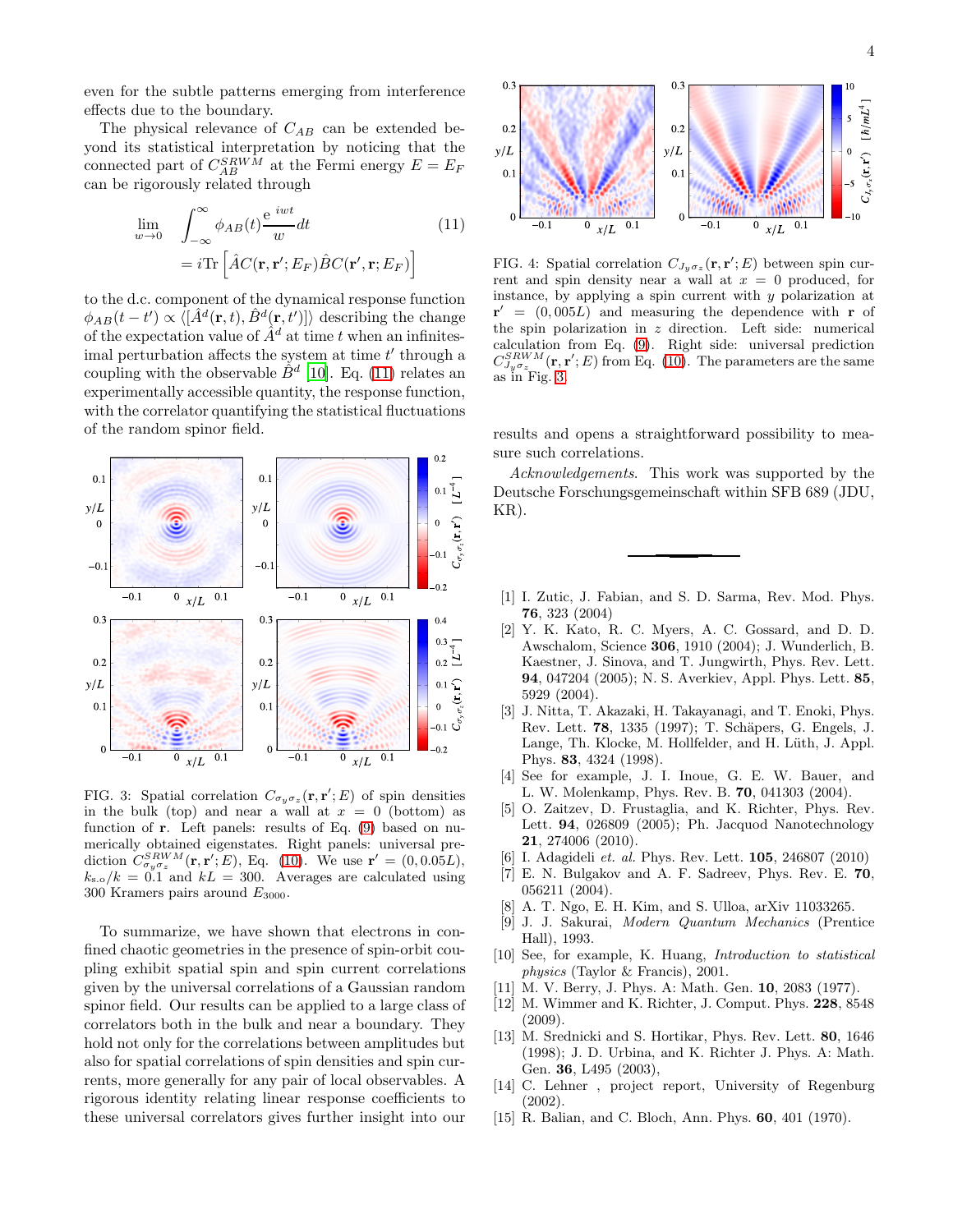even for the subtle patterns emerging from interference effects due to the boundary.

The physical relevance of $C_{AB}$ can be extended beyond its statistical interpretation by noticing that the connected part of $C_{AB}^{SRWM}$ at the Fermi energy $E = E_F$ can be rigorously related through

$$\lim_{w\to 0} \int_{-\infty}^{\infty} \phi_{AB}(t)\frac{e^{iwt}}{w}dt = i\mathrm{Tr}\left[\hat{A}C(\mathbf{r},\mathbf{r}';E_F)\hat{B}C(\mathbf{r}',\mathbf{r};E_F)\right] \tag{11}$$

to the d.c. component of the dynamical response function $\phi_{AB}(t-t') \propto \langle[\hat{A}^d(\mathbf{r},t),\hat{B}^d(\mathbf{r},t')]\rangle$ describing the change of the expectation value of $\hat{A}^d$ at time $t$ when an infinitesimal perturbation affects the system at time $t'$ through a coupling with the observable $\hat{B}^d$ [10]. Eq. (11) relates an experimentally accessible quantity, the response function, with the correlator quantifying the statistical fluctuations of the random spinor field.

0.1
y/L
0
−0.1
−0.1 0 x/L 0.1
0.2
0.1
0
−0.1
−0.2
$C_{\sigma_y\sigma_z}(\mathbf{r},\mathbf{r}')$ $[L^{-4}]$
0.3
0.2
y/L
0.1
0
0.4
0.3
0.2
0.1
0
−0.1
−0.2

FIG. 3: Spatial correlation $C_{\sigma_y\sigma_z}(\mathbf{r},\mathbf{r}';E)$ of spin densities in the bulk (top) and near a wall at $x = 0$ (bottom) as function of $\mathbf{r}$. Left panels: results of Eq. (9) based on numerically obtained eigenstates. Right panels: universal prediction $C^{SRWM}_{\sigma_y\sigma_z}(\mathbf{r},\mathbf{r}';E)$, Eq. (10). We use $\mathbf{r}' = (0, 0.05L)$, $k_{\rm s.o}/k = 0.1$ and $kL = 300$. Averages are calculated using 300 Kramers pairs around $E_{3000}$.

To summarize, we have shown that electrons in confined chaotic geometries in the presence of spin-orbit coupling exhibit spatial spin and spin current correlations given by the universal correlations of a Gaussian random spinor field. Our results can be applied to a large class of correlators both in the bulk and near a boundary. They hold not only for the correlations between amplitudes but also for spatial correlations of spin densities and spin currents, more generally for any pair of local observables. A rigorous identity relating linear response coefficients to these universal correlators gives further insight into our

0.3
0.2
y/L
0.1
0
−0.1 0 x/L 0.1
10
5
0
−5
−10
$C_{J_y\sigma_z}(\mathbf{r},\mathbf{r}')$ $[\hbar/mL^4]$

FIG. 4: Spatial correlation $C_{J_y\sigma_z}(\mathbf{r},\mathbf{r}';E)$ between spin current and spin density near a wall at $x = 0$ produced, for instance, by applying a spin current with $y$ polarization at $\mathbf{r}' = (0, 005L)$ and measuring the dependence with $\mathbf{r}$ of the spin polarization in $z$ direction. Left side: numerical calculation from Eq. (9). Right side: universal prediction $C^{SRWM}_{J_y\sigma_z}(\mathbf{r},\mathbf{r}';E)$ from Eq. (10). The parameters are the same as in Fig. 3

results and opens a straightforward possibility to measure such correlations.

*Acknowledgements*. This work was supported by the Deutsche Forschungsgemeinschaft within SFB 689 (JDU, KR).

---

[1] I. Zutic, J. Fabian, and S. D. Sarma, Rev. Mod. Phys. **76**, 323 (2004)

[2] Y. K. Kato, R. C. Myers, A. C. Gossard, and D. D. Awschalom, Science **306**, 1910 (2004); J. Wunderlich, B. Kaestner, J. Sinova, and T. Jungwirth, Phys. Rev. Lett. **94**, 047204 (2005); N. S. Averkiev, Appl. Phys. Lett. **85**, 5929 (2004).

[3] J. Nitta, T. Akazaki, H. Takayanagi, and T. Enoki, Phys. Rev. Lett. **78**, 1335 (1997); T. Schäpers, G. Engels, J. Lange, Th. Klocke, M. Hollfelder, and H. Lüth, J. Appl. Phys. **83**, 4324 (1998).

[4] See for example, J. I. Inoue, G. E. W. Bauer, and L. W. Molenkamp, Phys. Rev. B. **70**, 041303 (2004).

[5] O. Zaitzev, D. Frustaglia, and K. Richter, Phys. Rev. Lett. **94**, 026809 (2005); Ph. Jacquod Nanotechnology **21**, 274006 (2010).

[6] I. Adagideli *et. al.* Phys. Rev. Lett. **105**, 246807 (2010)

[7] E. N. Bulgakov and A. F. Sadreev, Phys. Rev. E. **70**, 056211 (2004).

[8] A. T. Ngo, E. H. Kim, and S. Ulloa, arXiv 11033265.

[9] J. J. Sakurai, *Modern Quantum Mechanics* (Prentice Hall), 1993.

[10] See, for example, K. Huang, *Introduction to statistical physics* (Taylor & Francis), 2001.

[11] M. V. Berry, J. Phys. A: Math. Gen. **10**, 2083 (1977).

[12] M. Wimmer and K. Richter, J. Comput. Phys. **228**, 8548 (2009).

[13] M. Srednicki and S. Hortikar, Phys. Rev. Lett. **80**, 1646 (1998); J. D. Urbina, and K. Richter J. Phys. A: Math. Gen. **36**, L495 (2003),

[14] C. Lehner , project report, University of Regenburg (2002).

[15] R. Balian, and C. Bloch, Ann. Phys. **60**, 401 (1970).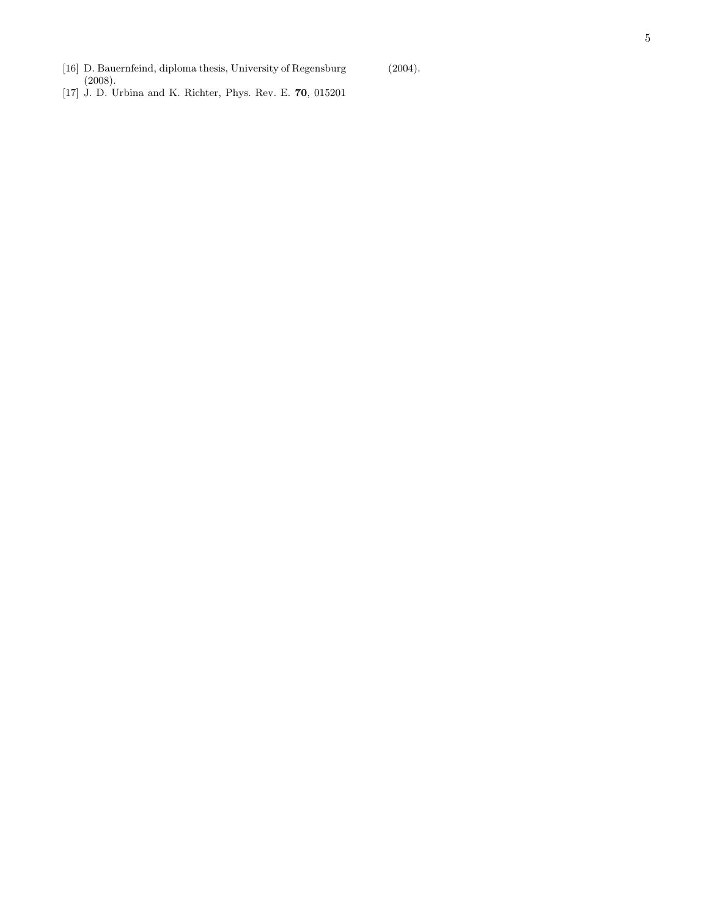[16] D. Bauernfeind, diploma thesis, University of Regensburg (2008).

[17] J. D. Urbina and K. Richter, Phys. Rev. E. **70**, 015201 (2004).